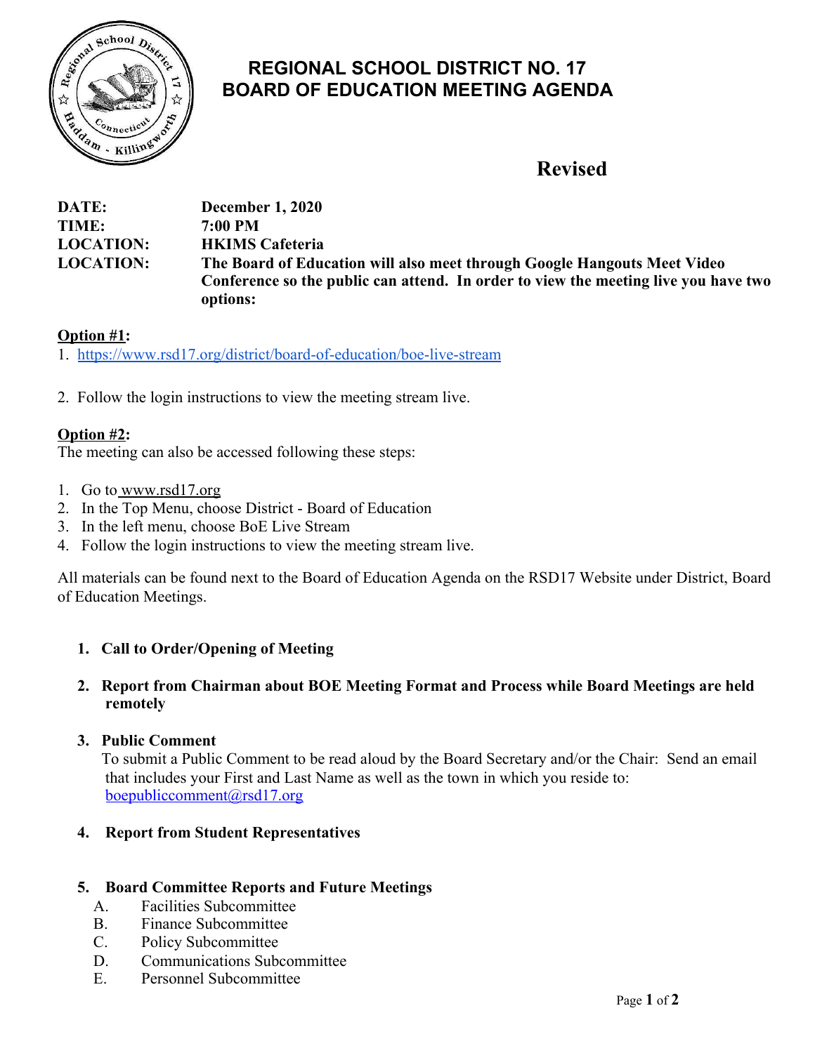# REGIONAL SCHOOL DISTRICT NO. 17
# BOARD OF EDUCATION MEETING AGENDA

## Revised

**DATE:** December 1, 2020
**TIME:** 7:00 PM
**LOCATION:** HKIMS Cafeteria
**LOCATION:** The Board of Education will also meet through Google Hangouts Meet Video Conference so the public can attend. In order to view the meeting live you have two options:

**Option #1:**

1. https://www.rsd17.org/district/board-of-education/boe-live-stream
2. Follow the login instructions to view the meeting stream live.

**Option #2:**

The meeting can also be accessed following these steps:

1. Go to www.rsd17.org
2. In the Top Menu, choose District - Board of Education
3. In the left menu, choose BoE Live Stream
4. Follow the login instructions to view the meeting stream live.

All materials can be found next to the Board of Education Agenda on the RSD17 Website under District, Board of Education Meetings.

1. **Call to Order/Opening of Meeting**

2. **Report from Chairman about BOE Meeting Format and Process while Board Meetings are held remotely**

3. **Public Comment**
   To submit a Public Comment to be read aloud by the Board Secretary and/or the Chair: Send an email that includes your First and Last Name as well as the town in which you reside to: boepubliccomment@rsd17.org

4. **Report from Student Representatives**

5. **Board Committee Reports and Future Meetings**
   A. Facilities Subcommittee
   B. Finance Subcommittee
   C. Policy Subcommittee
   D. Communications Subcommittee
   E. Personnel Subcommittee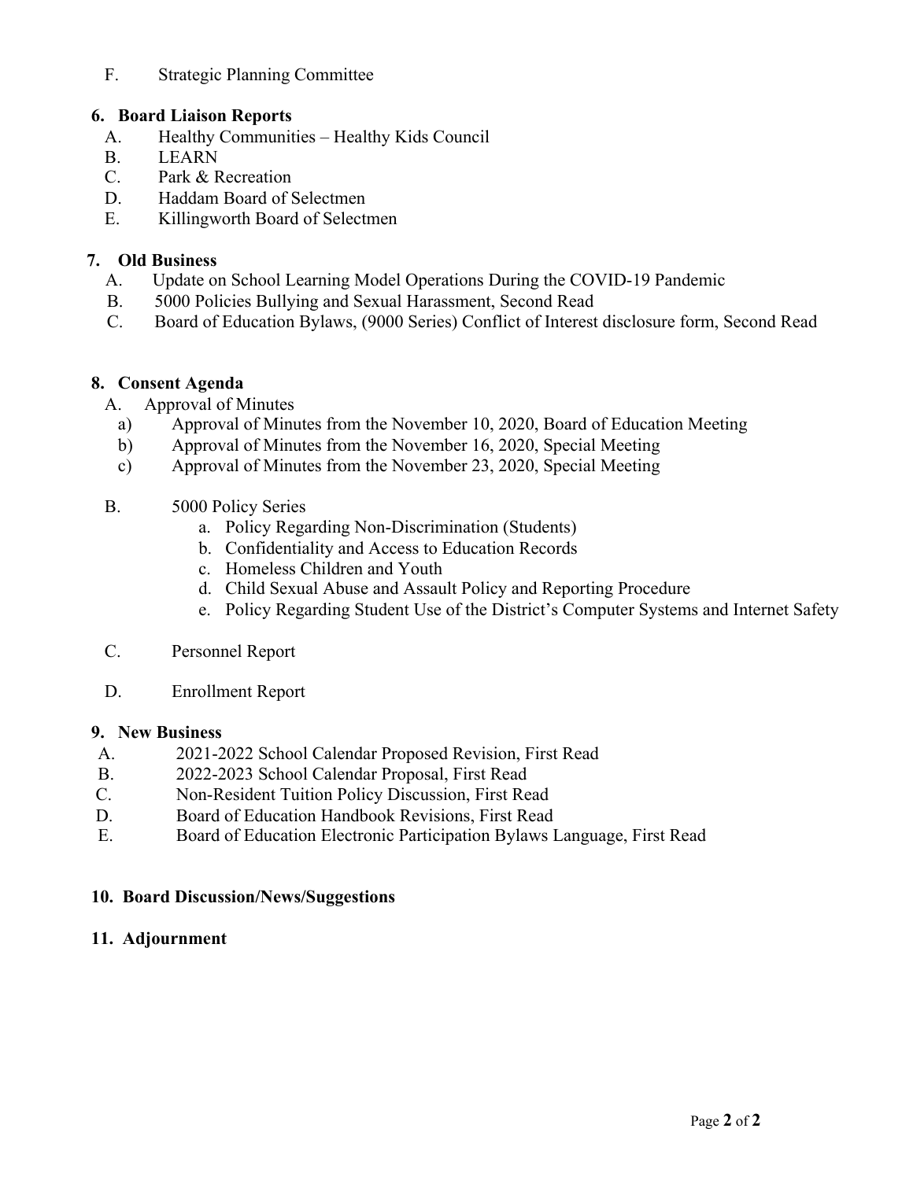F. Strategic Planning Committee

**6. Board Liaison Reports**

A. Healthy Communities – Healthy Kids Council
B. LEARN
C. Park & Recreation
D. Haddam Board of Selectmen
E. Killingworth Board of Selectmen

**7. Old Business**

A. Update on School Learning Model Operations During the COVID-19 Pandemic
B. 5000 Policies Bullying and Sexual Harassment, Second Read
C. Board of Education Bylaws, (9000 Series) Conflict of Interest disclosure form, Second Read

**8. Consent Agenda**

A. Approval of Minutes
   a) Approval of Minutes from the November 10, 2020, Board of Education Meeting
   b) Approval of Minutes from the November 16, 2020, Special Meeting
   c) Approval of Minutes from the November 23, 2020, Special Meeting

B. 5000 Policy Series
   a. Policy Regarding Non-Discrimination (Students)
   b. Confidentiality and Access to Education Records
   c. Homeless Children and Youth
   d. Child Sexual Abuse and Assault Policy and Reporting Procedure
   e. Policy Regarding Student Use of the District's Computer Systems and Internet Safety

C. Personnel Report

D. Enrollment Report

**9. New Business**

A. 2021-2022 School Calendar Proposed Revision, First Read
B. 2022-2023 School Calendar Proposal, First Read
C. Non-Resident Tuition Policy Discussion, First Read
D. Board of Education Handbook Revisions, First Read
E. Board of Education Electronic Participation Bylaws Language, First Read

**10. Board Discussion/News/Suggestions**

**11. Adjournment**